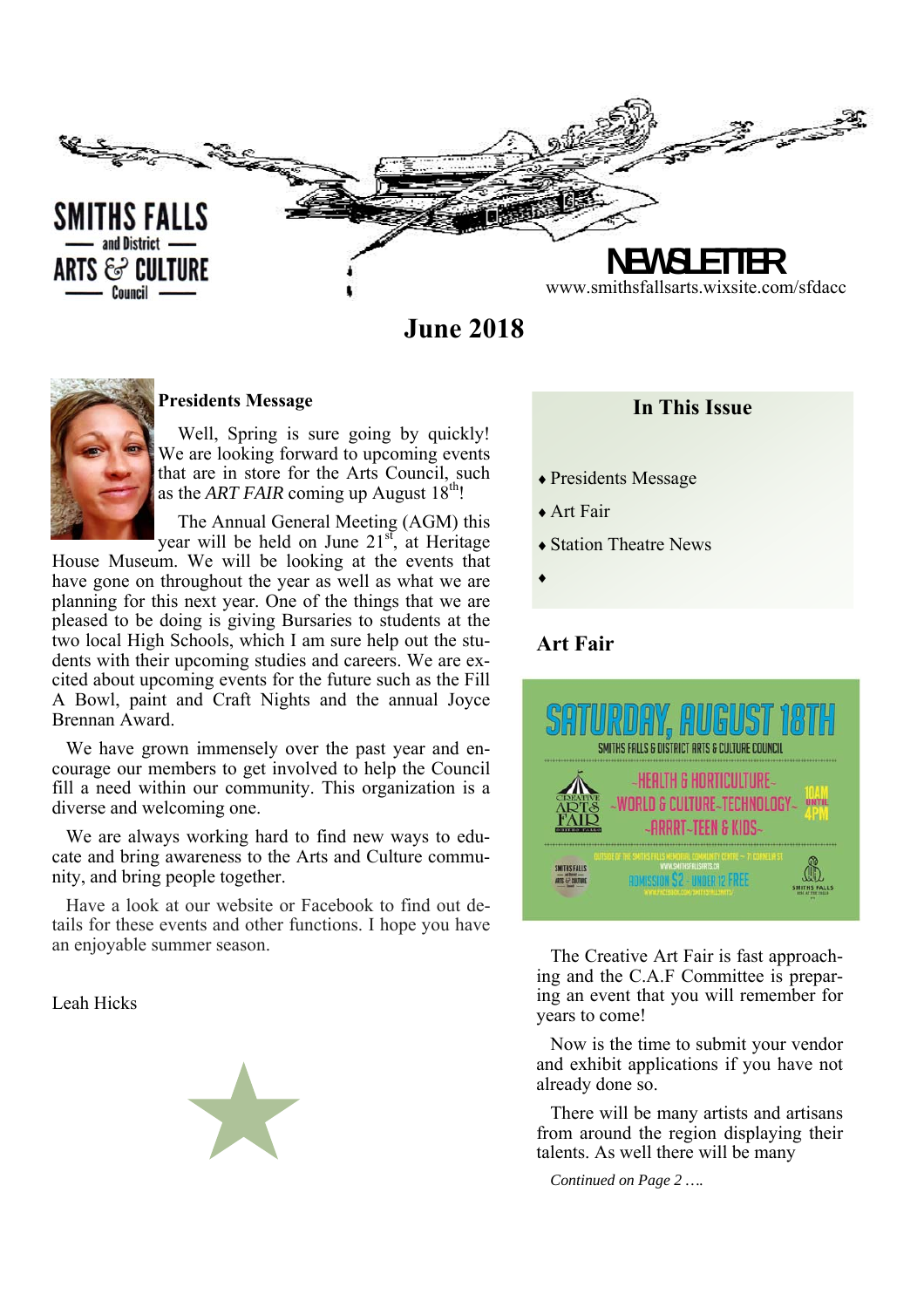SMITHS FALLS and District ARTS & CULTURE Council

# NEWSLETTER

www.smithsfallsarts.wixsite.com/sfdacc

## June 2018

### Presidents Message

Well, Spring is sure going by quickly! We are looking forward to upcoming events that are in store for the Arts Council, such as the *ART FAIR* coming up August 18th!

The Annual General Meeting (AGM) this year will be held on June 21st, at Heritage House Museum. We will be looking at the events that have gone on throughout the year as well as what we are planning for this next year. One of the things that we are pleased to be doing is giving Bursaries to students at the two local High Schools, which I am sure help out the students with their upcoming studies and careers. We are excited about upcoming events for the future such as the Fill A Bowl, paint and Craft Nights and the annual Joyce Brennan Award.

We have grown immensely over the past year and encourage our members to get involved to help the Council fill a need within our community. This organization is a diverse and welcoming one.

We are always working hard to find new ways to educate and bring awareness to the Arts and Culture community, and bring people together.

Have a look at our website or Facebook to find out details for these events and other functions. I hope you have an enjoyable summer season.

Leah Hicks

### In This Issue

- Presidents Message
- Art Fair
- Station Theatre News
-

### Art Fair

SATURDAY, AUGUST 18TH

SMITHS FALLS & DISTRICT ARTS & CULTURE COUNCIL

CREATIVE ARTS FAIR

~HEALTH & HORTICULTURE~
~WORLD & CULTURE~TECHNOLOGY~
~ARART~TEEN & KIDS~

10AM UNTIL 4PM

OUTSIDE OF THE SMITHS FALLS MEMORIAL COMMUNITY CENTRE ~ 71 CORNELIA ST

WWW.SMITHSFALLSARTS.CA

ADMISSION $2 · UNDER 12 FREE

WWW.FACEBOOK.COM/SMITHSFALLSARTS/

The Creative Art Fair is fast approaching and the C.A.F Committee is preparing an event that you will remember for years to come!

Now is the time to submit your vendor and exhibit applications if you have not already done so.

There will be many artists and artisans from around the region displaying their talents. As well there will be many

*Continued on Page 2 ….*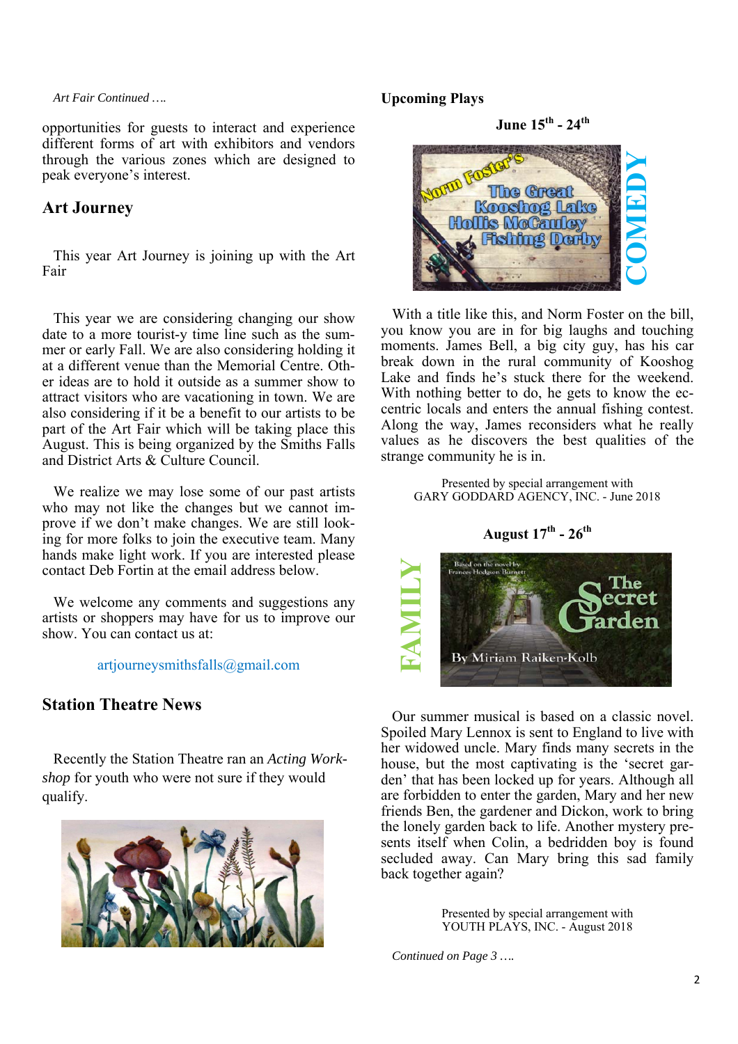*Art Fair Continued ….*

opportunities for guests to interact and experience different forms of art with exhibitors and vendors through the various zones which are designed to peak everyone's interest.

## Art Journey

This year Art Journey is joining up with the Art Fair

This year we are considering changing our show date to a more tourist-y time line such as the summer or early Fall. We are also considering holding it at a different venue than the Memorial Centre. Other ideas are to hold it outside as a summer show to attract visitors who are vacationing in town. We are also considering if it be a benefit to our artists to be part of the Art Fair which will be taking place this August. This is being organized by the Smiths Falls and District Arts & Culture Council.

We realize we may lose some of our past artists who may not like the changes but we cannot improve if we don't make changes. We are still looking for more folks to join the executive team. Many hands make light work. If you are interested please contact Deb Fortin at the email address below.

We welcome any comments and suggestions any artists or shoppers may have for us to improve our show. You can contact us at:

artjourneysmithsfalls@gmail.com

## Station Theatre News

Recently the Station Theatre ran an *Acting Workshop* for youth who were not sure if they would qualify.

**Upcoming Plays**

**June 15th - 24th**

With a title like this, and Norm Foster on the bill, you know you are in for big laughs and touching moments. James Bell, a big city guy, has his car break down in the rural community of Kooshog Lake and finds he's stuck there for the weekend. With nothing better to do, he gets to know the eccentric locals and enters the annual fishing contest. Along the way, James reconsiders what he really values as he discovers the best qualities of the strange community he is in.

Presented by special arrangement with
GARY GODDARD AGENCY, INC. - June 2018

**August 17th - 26th**

Our summer musical is based on a classic novel. Spoiled Mary Lennox is sent to England to live with her widowed uncle. Mary finds many secrets in the house, but the most captivating is the 'secret garden' that has been locked up for years. Although all are forbidden to enter the garden, Mary and her new friends Ben, the gardener and Dickon, work to bring the lonely garden back to life. Another mystery presents itself when Colin, a bedridden boy is found secluded away. Can Mary bring this sad family back together again?

Presented by special arrangement with
YOUTH PLAYS, INC. - August 2018

*Continued on Page 3 ….*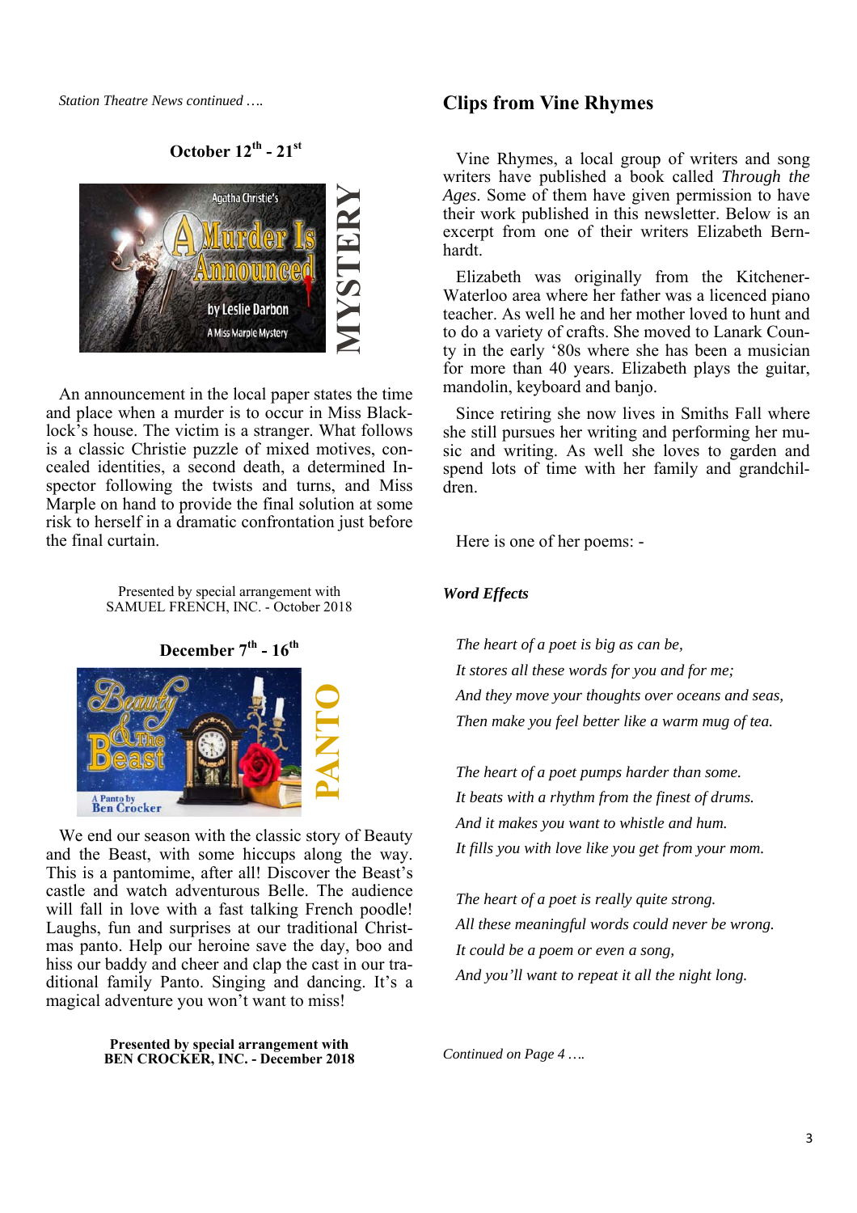*Station Theatre News continued ….*

**October 12th - 21st**

An announcement in the local paper states the time and place when a murder is to occur in Miss Blacklock's house. The victim is a stranger. What follows is a classic Christie puzzle of mixed motives, concealed identities, a second death, a determined Inspector following the twists and turns, and Miss Marple on hand to provide the final solution at some risk to herself in a dramatic confrontation just before the final curtain.

Presented by special arrangement with
SAMUEL FRENCH, INC. - October 2018

**December 7th - 16th**

We end our season with the classic story of Beauty and the Beast, with some hiccups along the way. This is a pantomime, after all! Discover the Beast's castle and watch adventurous Belle. The audience will fall in love with a fast talking French poodle! Laughs, fun and surprises at our traditional Christmas panto. Help our heroine save the day, boo and hiss our baddy and cheer and clap the cast in our traditional family Panto. Singing and dancing. It's a magical adventure you won't want to miss!

**Presented by special arrangement with**
**BEN CROCKER, INC. - December 2018**

## Clips from Vine Rhymes

Vine Rhymes, a local group of writers and song writers have published a book called *Through the Ages*. Some of them have given permission to have their work published in this newsletter. Below is an excerpt from one of their writers Elizabeth Bernhardt.

Elizabeth was originally from the Kitchener-Waterloo area where her father was a licenced piano teacher. As well he and her mother loved to hunt and to do a variety of crafts. She moved to Lanark County in the early '80s where she has been a musician for more than 40 years. Elizabeth plays the guitar, mandolin, keyboard and banjo.

Since retiring she now lives in Smiths Fall where she still pursues her writing and performing her music and writing. As well she loves to garden and spend lots of time with her family and grandchildren.

Here is one of her poems: -

***Word Effects***

*The heart of a poet is big as can be,*
*It stores all these words for you and for me;*
*And they move your thoughts over oceans and seas,*
*Then make you feel better like a warm mug of tea.*

*The heart of a poet pumps harder than some.*
*It beats with a rhythm from the finest of drums.*
*And it makes you want to whistle and hum.*
*It fills you with love like you get from your mom.*

*The heart of a poet is really quite strong.*
*All these meaningful words could never be wrong.*
*It could be a poem or even a song,*
*And you'll want to repeat it all the night long.*

*Continued on Page 4 ….*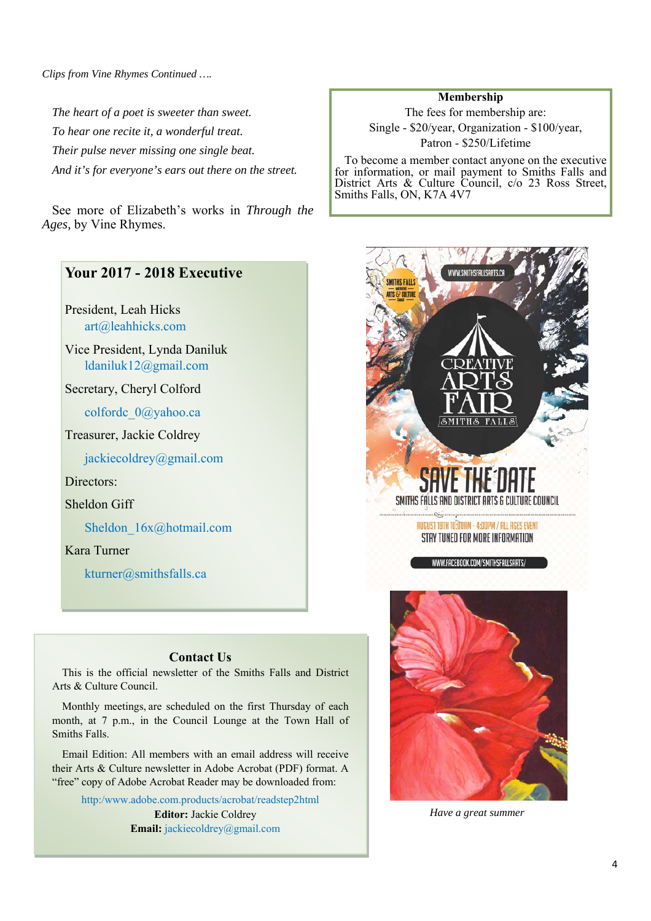*Clips from Vine Rhymes Continued ….*

*The heart of a poet is sweeter than sweet.*
*To hear one recite it, a wonderful treat.*
*Their pulse never missing one single beat.*
*And it's for everyone's ears out there on the street.*

See more of Elizabeth's works in *Through the Ages,* by Vine Rhymes.

## Your 2017 - 2018 Executive

President, Leah Hicks
art@leahhicks.com

Vice President, Lynda Daniluk
ldaniluk12@gmail.com

Secretary, Cheryl Colford
colfordc_0@yahoo.ca

Treasurer, Jackie Coldrey
jackiecoldrey@gmail.com

Directors:

Sheldon Giff
Sheldon_16x@hotmail.com

Kara Turner
kturner@smithsfalls.ca

### Contact Us

This is the official newsletter of the Smiths Falls and District Arts & Culture Council.

Monthly meetings, are scheduled on the first Thursday of each month, at 7 p.m., in the Council Lounge at the Town Hall of Smiths Falls.

Email Edition: All members with an email address will receive their Arts & Culture newsletter in Adobe Acrobat (PDF) format. A "free" copy of Adobe Acrobat Reader may be downloaded from:

http:/www.adobe.com.products/acrobat/readstep2html

**Editor:** Jackie Coldrey
**Email:** jackiecoldrey@gmail.com

### Membership

The fees for membership are:
Single - $20/year, Organization - $100/year,
Patron - $250/Lifetime

To become a member contact anyone on the executive for information, or mail payment to Smiths Falls and District Arts & Culture Council, c/o 23 Ross Street, Smiths Falls, ON, K7A 4V7

WWW.SMITHSFALLSARTS.CA

SMITHS FALLS and District ARTS & CULTURE Council

CREATIVE ARTS FAIR
SMITHS FALLS

SAVE THE DATE
SMITHS FALLS AND DISTRICT ARTS & CULTURE COUNCIL

AUGUST 18TH 10:00AM - 4:00PM / ALL AGES EVENT
STAY TUNED FOR MORE INFORMATION

WWW.FACEBOOK.COM/SMITHSFALLSARTS/

*Have a great summer*